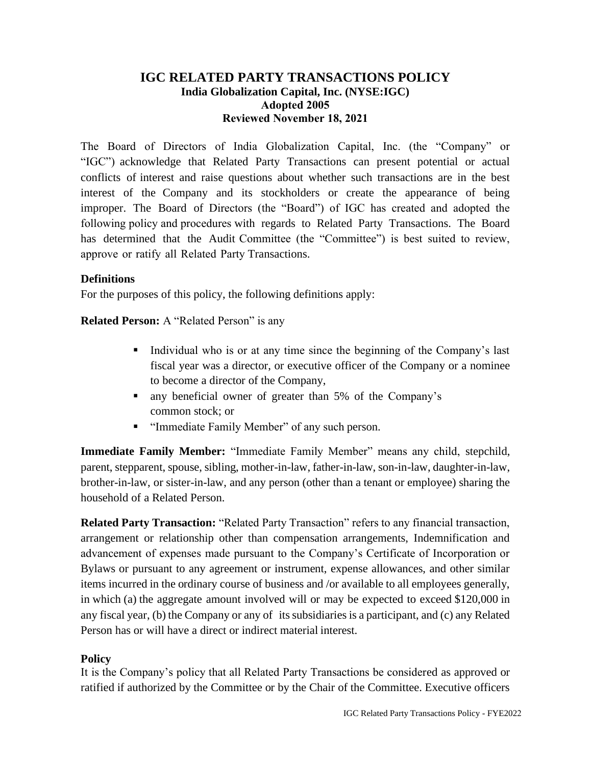# IGC RELATED PARTY TRANSACTIONS POLICY

**India Globalization Capital, Inc. (NYSE:IGC)**
**Adopted 2005**
**Reviewed November 18, 2021**

The Board of Directors of India Globalization Capital, Inc. (the "Company" or "IGC") acknowledge that Related Party Transactions can present potential or actual conflicts of interest and raise questions about whether such transactions are in the best interest of the Company and its stockholders or create the appearance of being improper. The Board of Directors (the "Board") of IGC has created and adopted the following policy and procedures with regards to Related Party Transactions. The Board has determined that the Audit Committee (the "Committee") is best suited to review, approve or ratify all Related Party Transactions.

## Definitions

For the purposes of this policy, the following definitions apply:

**Related Person:** A "Related Person" is any

- Individual who is or at any time since the beginning of the Company's last fiscal year was a director, or executive officer of the Company or a nominee to become a director of the Company,
- any beneficial owner of greater than 5% of the Company's common stock; or
- "Immediate Family Member" of any such person.

**Immediate Family Member:** "Immediate Family Member" means any child, stepchild, parent, stepparent, spouse, sibling, mother-in-law, father-in-law, son-in-law, daughter-in-law, brother-in-law, or sister-in-law, and any person (other than a tenant or employee) sharing the household of a Related Person.

**Related Party Transaction:** "Related Party Transaction" refers to any financial transaction, arrangement or relationship other than compensation arrangements, Indemnification and advancement of expenses made pursuant to the Company's Certificate of Incorporation or Bylaws or pursuant to any agreement or instrument, expense allowances, and other similar items incurred in the ordinary course of business and /or available to all employees generally, in which (a) the aggregate amount involved will or may be expected to exceed $120,000 in any fiscal year, (b) the Company or any of its subsidiaries is a participant, and (c) any Related Person has or will have a direct or indirect material interest.

## Policy

It is the Company's policy that all Related Party Transactions be considered as approved or ratified if authorized by the Committee or by the Chair of the Committee. Executive officers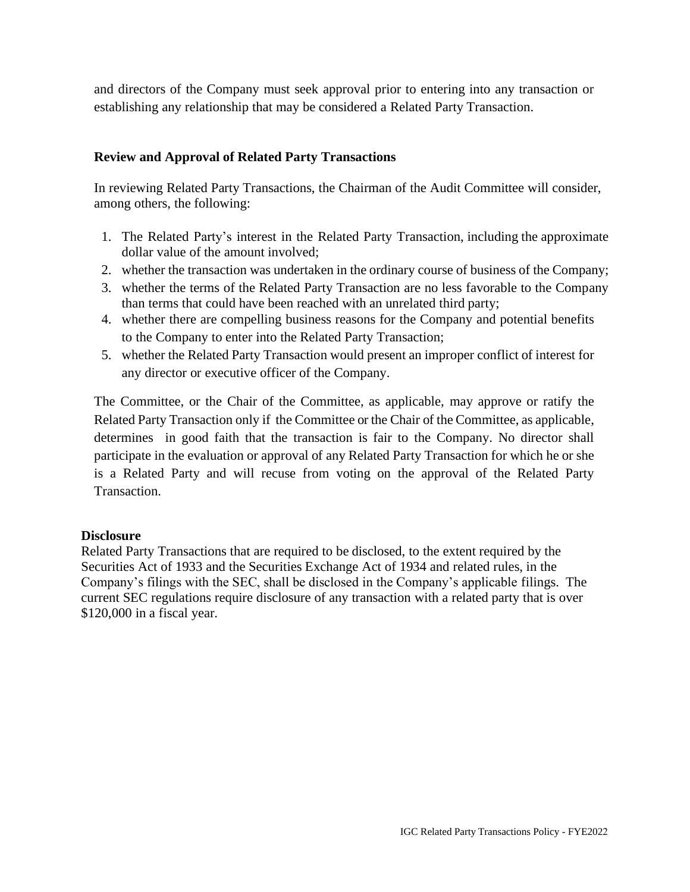and directors of the Company must seek approval prior to entering into any transaction or establishing any relationship that may be considered a Related Party Transaction.

### Review and Approval of Related Party Transactions

In reviewing Related Party Transactions, the Chairman of the Audit Committee will consider, among others, the following:

1. The Related Party's interest in the Related Party Transaction, including the approximate dollar value of the amount involved;
2. whether the transaction was undertaken in the ordinary course of business of the Company;
3. whether the terms of the Related Party Transaction are no less favorable to the Company than terms that could have been reached with an unrelated third party;
4. whether there are compelling business reasons for the Company and potential benefits to the Company to enter into the Related Party Transaction;
5. whether the Related Party Transaction would present an improper conflict of interest for any director or executive officer of the Company.

The Committee, or the Chair of the Committee, as applicable, may approve or ratify the Related Party Transaction only if the Committee or the Chair of the Committee, as applicable, determines in good faith that the transaction is fair to the Company. No director shall participate in the evaluation or approval of any Related Party Transaction for which he or she is a Related Party and will recuse from voting on the approval of the Related Party Transaction.

### Disclosure

Related Party Transactions that are required to be disclosed, to the extent required by the Securities Act of 1933 and the Securities Exchange Act of 1934 and related rules, in the Company's filings with the SEC, shall be disclosed in the Company's applicable filings. The current SEC regulations require disclosure of any transaction with a related party that is over $120,000 in a fiscal year.